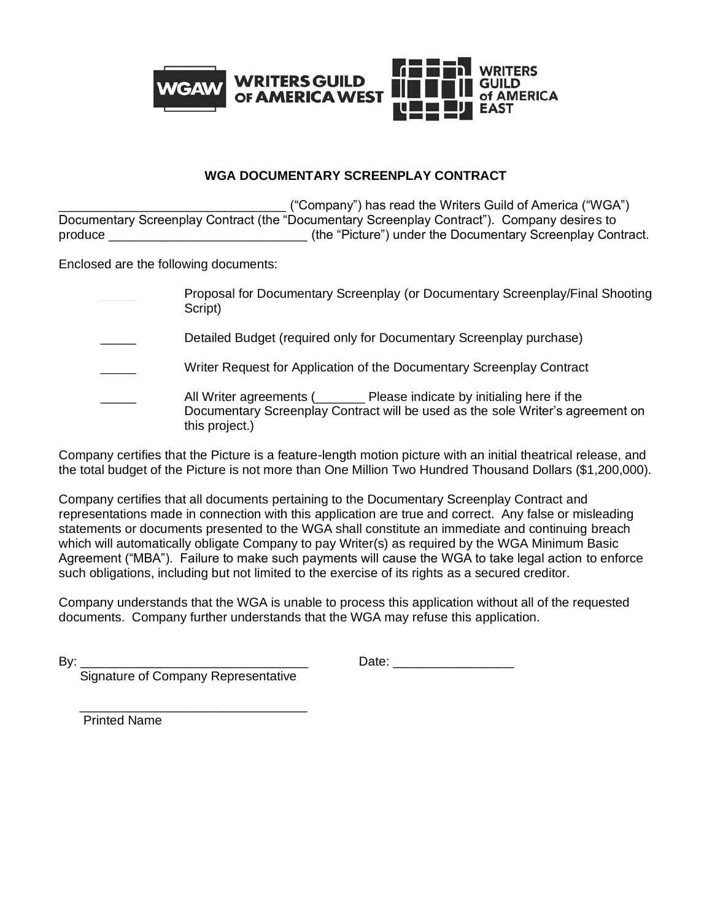WRITERS GUILD OF AMERICA WEST

WRITERS GUILD of AMERICA EAST

**WGA DOCUMENTARY SCREENPLAY CONTRACT**

_______________________________ ("Company") has read the Writers Guild of America ("WGA") Documentary Screenplay Contract (the "Documentary Screenplay Contract"). Company desires to produce ___________________________ (the "Picture") under the Documentary Screenplay Contract.

Enclosed are the following documents:

_____ Proposal for Documentary Screenplay (or Documentary Screenplay/Final Shooting Script)

_____ Detailed Budget (required only for Documentary Screenplay purchase)

_____ Writer Request for Application of the Documentary Screenplay Contract

_____ All Writer agreements (_______ Please indicate by initialing here if the Documentary Screenplay Contract will be used as the sole Writer's agreement on this project.)

Company certifies that the Picture is a feature-length motion picture with an initial theatrical release, and the total budget of the Picture is not more than One Million Two Hundred Thousand Dollars ($1,200,000).

Company certifies that all documents pertaining to the Documentary Screenplay Contract and representations made in connection with this application are true and correct. Any false or misleading statements or documents presented to the WGA shall constitute an immediate and continuing breach which will automatically obligate Company to pay Writer(s) as required by the WGA Minimum Basic Agreement ("MBA"). Failure to make such payments will cause the WGA to take legal action to enforce such obligations, including but not limited to the exercise of its rights as a secured creditor.

Company understands that the WGA is unable to process this application without all of the requested documents. Company further understands that the WGA may refuse this application.

By: _______________________________ Date: ________________
Signature of Company Representative

_______________________________
Printed Name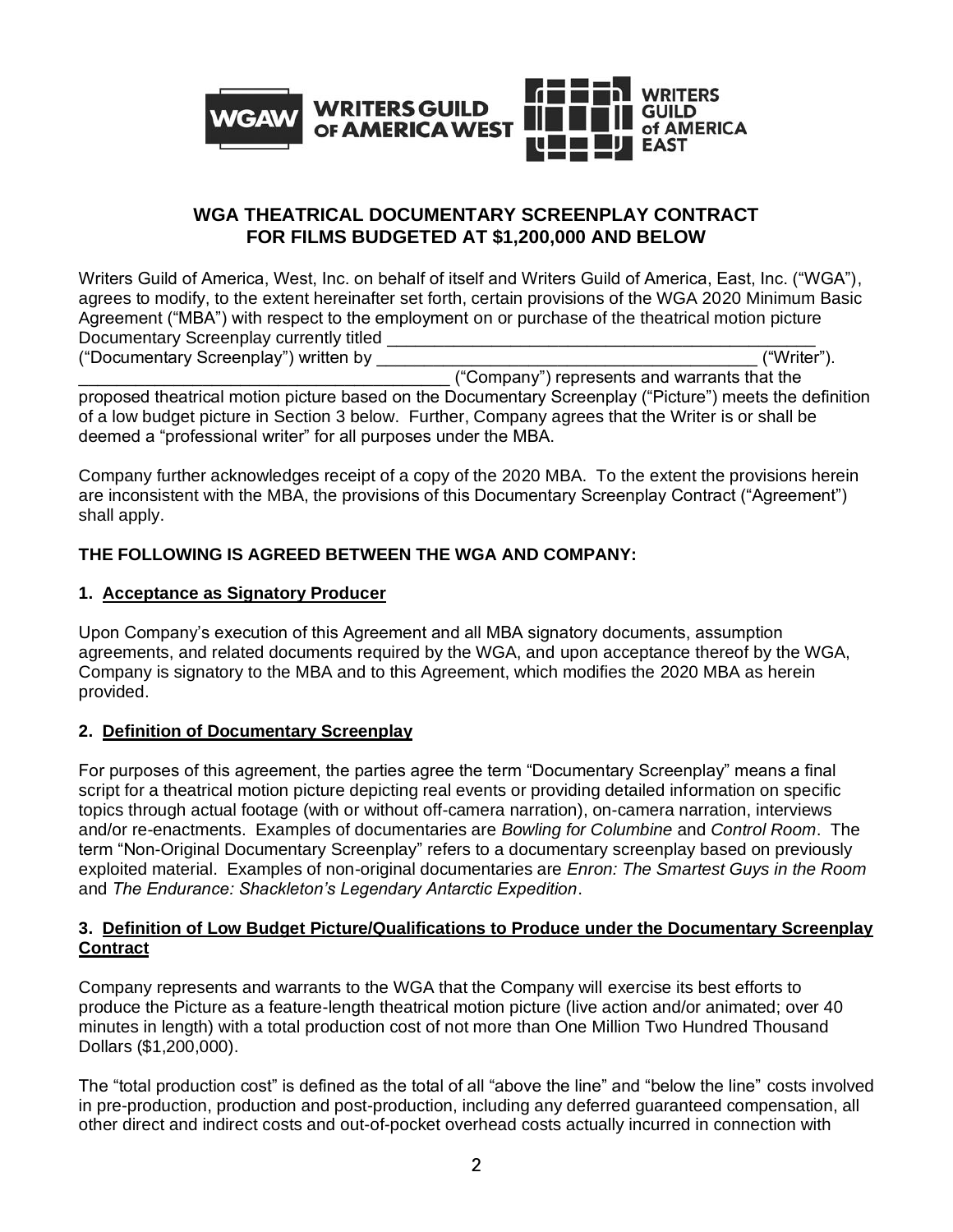**WGAW WRITERS GUILD OF AMERICA WEST** **WRITERS GUILD of AMERICA EAST**

## WGA THEATRICAL DOCUMENTARY SCREENPLAY CONTRACT FOR FILMS BUDGETED AT $1,200,000 AND BELOW

Writers Guild of America, West, Inc. on behalf of itself and Writers Guild of America, East, Inc. ("WGA"), agrees to modify, to the extent hereinafter set forth, certain provisions of the WGA 2020 Minimum Basic Agreement ("MBA") with respect to the employment on or purchase of the theatrical motion picture Documentary Screenplay currently titled _______________________________________________ ("Documentary Screenplay") written by _________________________________________ ("Writer"). _________________________________________ ("Company") represents and warrants that the proposed theatrical motion picture based on the Documentary Screenplay ("Picture") meets the definition of a low budget picture in Section 3 below. Further, Company agrees that the Writer is or shall be deemed a "professional writer" for all purposes under the MBA.

Company further acknowledges receipt of a copy of the 2020 MBA. To the extent the provisions herein are inconsistent with the MBA, the provisions of this Documentary Screenplay Contract ("Agreement") shall apply.

**THE FOLLOWING IS AGREED BETWEEN THE WGA AND COMPANY:**

### 1. Acceptance as Signatory Producer

Upon Company's execution of this Agreement and all MBA signatory documents, assumption agreements, and related documents required by the WGA, and upon acceptance thereof by the WGA, Company is signatory to the MBA and to this Agreement, which modifies the 2020 MBA as herein provided.

### 2. Definition of Documentary Screenplay

For purposes of this agreement, the parties agree the term "Documentary Screenplay" means a final script for a theatrical motion picture depicting real events or providing detailed information on specific topics through actual footage (with or without off-camera narration), on-camera narration, interviews and/or re-enactments. Examples of documentaries are *Bowling for Columbine* and *Control Room*. The term "Non-Original Documentary Screenplay" refers to a documentary screenplay based on previously exploited material. Examples of non-original documentaries are *Enron: The Smartest Guys in the Room* and *The Endurance: Shackleton's Legendary Antarctic Expedition*.

### 3. Definition of Low Budget Picture/Qualifications to Produce under the Documentary Screenplay Contract

Company represents and warrants to the WGA that the Company will exercise its best efforts to produce the Picture as a feature-length theatrical motion picture (live action and/or animated; over 40 minutes in length) with a total production cost of not more than One Million Two Hundred Thousand Dollars ($1,200,000).

The "total production cost" is defined as the total of all "above the line" and "below the line" costs involved in pre-production, production and post-production, including any deferred guaranteed compensation, all other direct and indirect costs and out-of-pocket overhead costs actually incurred in connection with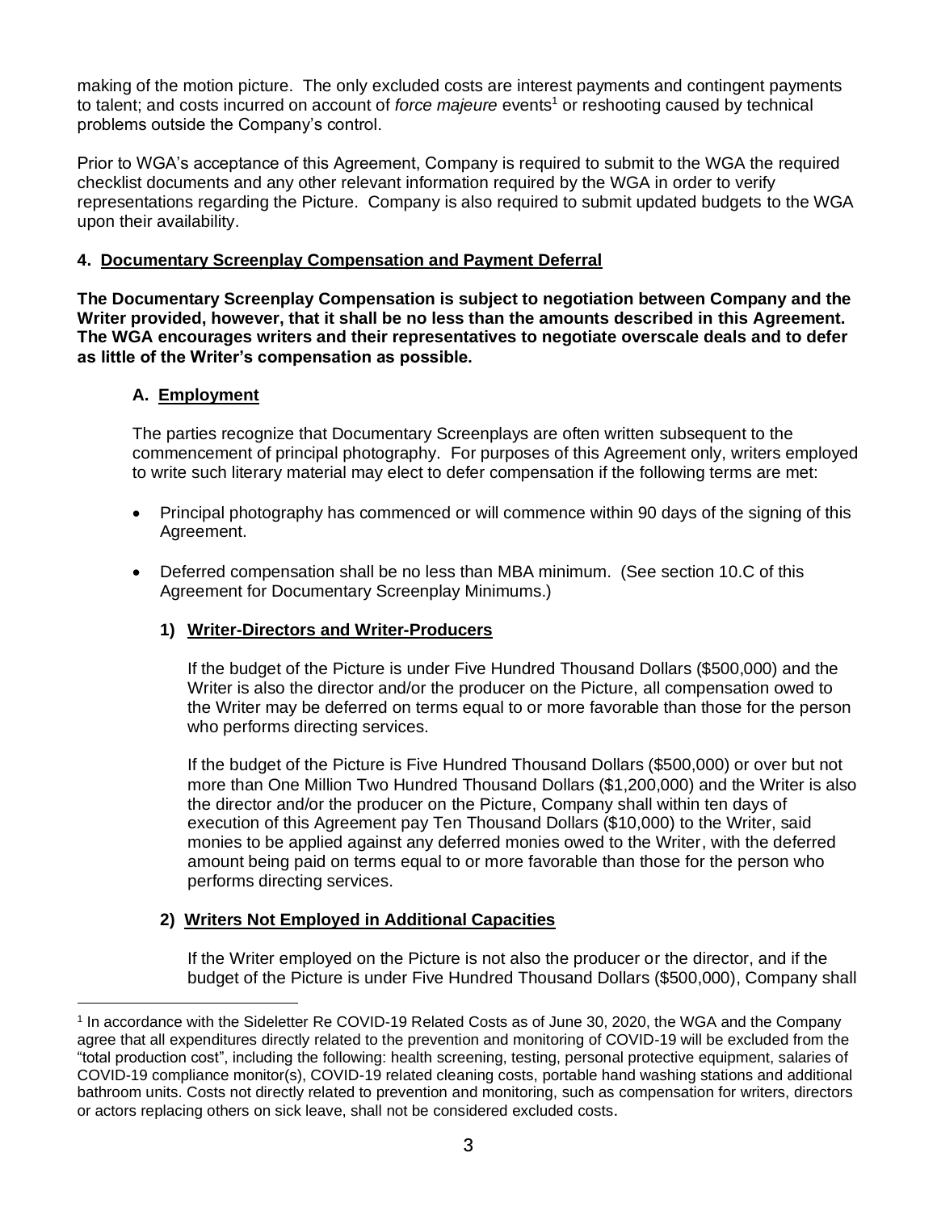making of the motion picture. The only excluded costs are interest payments and contingent payments to talent; and costs incurred on account of *force majeure* events[1] or reshooting caused by technical problems outside the Company's control.

Prior to WGA's acceptance of this Agreement, Company is required to submit to the WGA the required checklist documents and any other relevant information required by the WGA in order to verify representations regarding the Picture. Company is also required to submit updated budgets to the WGA upon their availability.

### 4. Documentary Screenplay Compensation and Payment Deferral

**The Documentary Screenplay Compensation is subject to negotiation between Company and the Writer provided, however, that it shall be no less than the amounts described in this Agreement. The WGA encourages writers and their representatives to negotiate overscale deals and to defer as little of the Writer's compensation as possible.**

#### A. Employment

The parties recognize that Documentary Screenplays are often written subsequent to the commencement of principal photography. For purposes of this Agreement only, writers employed to write such literary material may elect to defer compensation if the following terms are met:

- Principal photography has commenced or will commence within 90 days of the signing of this Agreement.
- Deferred compensation shall be no less than MBA minimum. (See section 10.C of this Agreement for Documentary Screenplay Minimums.)

##### 1) Writer-Directors and Writer-Producers

If the budget of the Picture is under Five Hundred Thousand Dollars ($500,000) and the Writer is also the director and/or the producer on the Picture, all compensation owed to the Writer may be deferred on terms equal to or more favorable than those for the person who performs directing services.

If the budget of the Picture is Five Hundred Thousand Dollars ($500,000) or over but not more than One Million Two Hundred Thousand Dollars ($1,200,000) and the Writer is also the director and/or the producer on the Picture, Company shall within ten days of execution of this Agreement pay Ten Thousand Dollars ($10,000) to the Writer, said monies to be applied against any deferred monies owed to the Writer, with the deferred amount being paid on terms equal to or more favorable than those for the person who performs directing services.

##### 2) Writers Not Employed in Additional Capacities

If the Writer employed on the Picture is not also the producer or the director, and if the budget of the Picture is under Five Hundred Thousand Dollars ($500,000), Company shall

---

[1] In accordance with the Sideletter Re COVID-19 Related Costs as of June 30, 2020, the WGA and the Company agree that all expenditures directly related to the prevention and monitoring of COVID-19 will be excluded from the "total production cost", including the following: health screening, testing, personal protective equipment, salaries of COVID-19 compliance monitor(s), COVID-19 related cleaning costs, portable hand washing stations and additional bathroom units. Costs not directly related to prevention and monitoring, such as compensation for writers, directors or actors replacing others on sick leave, shall not be considered excluded costs.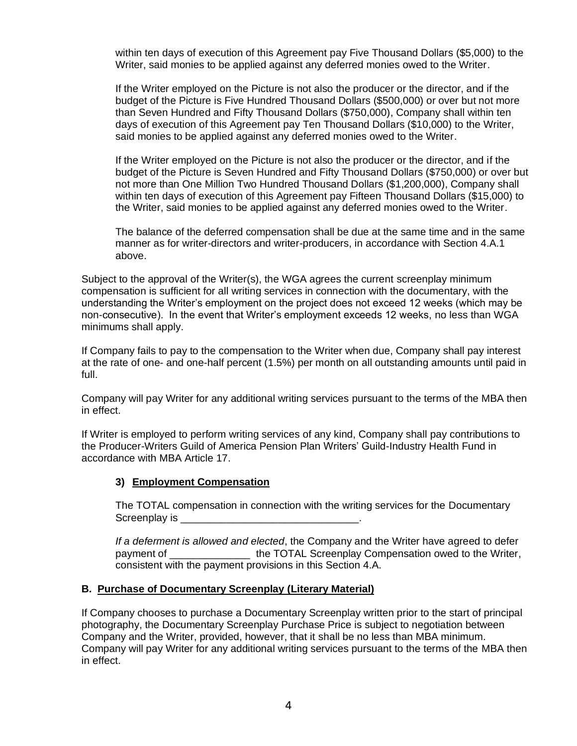within ten days of execution of this Agreement pay Five Thousand Dollars ($5,000) to the Writer, said monies to be applied against any deferred monies owed to the Writer.

If the Writer employed on the Picture is not also the producer or the director, and if the budget of the Picture is Five Hundred Thousand Dollars ($500,000) or over but not more than Seven Hundred and Fifty Thousand Dollars ($750,000), Company shall within ten days of execution of this Agreement pay Ten Thousand Dollars ($10,000) to the Writer, said monies to be applied against any deferred monies owed to the Writer.

If the Writer employed on the Picture is not also the producer or the director, and if the budget of the Picture is Seven Hundred and Fifty Thousand Dollars ($750,000) or over but not more than One Million Two Hundred Thousand Dollars ($1,200,000), Company shall within ten days of execution of this Agreement pay Fifteen Thousand Dollars ($15,000) to the Writer, said monies to be applied against any deferred monies owed to the Writer.

The balance of the deferred compensation shall be due at the same time and in the same manner as for writer-directors and writer-producers, in accordance with Section 4.A.1 above.

Subject to the approval of the Writer(s), the WGA agrees the current screenplay minimum compensation is sufficient for all writing services in connection with the documentary, with the understanding the Writer's employment on the project does not exceed 12 weeks (which may be non-consecutive). In the event that Writer's employment exceeds 12 weeks, no less than WGA minimums shall apply.

If Company fails to pay to the compensation to the Writer when due, Company shall pay interest at the rate of one- and one-half percent (1.5%) per month on all outstanding amounts until paid in full.

Company will pay Writer for any additional writing services pursuant to the terms of the MBA then in effect.

If Writer is employed to perform writing services of any kind, Company shall pay contributions to the Producer-Writers Guild of America Pension Plan Writers' Guild-Industry Health Fund in accordance with MBA Article 17.

### 3) Employment Compensation

The TOTAL compensation in connection with the writing services for the Documentary Screenplay is _______________________________.

*If a deferment is allowed and elected*, the Company and the Writer have agreed to defer payment of ______________ the TOTAL Screenplay Compensation owed to the Writer, consistent with the payment provisions in this Section 4.A.

## B. Purchase of Documentary Screenplay (Literary Material)

If Company chooses to purchase a Documentary Screenplay written prior to the start of principal photography, the Documentary Screenplay Purchase Price is subject to negotiation between Company and the Writer, provided, however, that it shall be no less than MBA minimum. Company will pay Writer for any additional writing services pursuant to the terms of the MBA then in effect.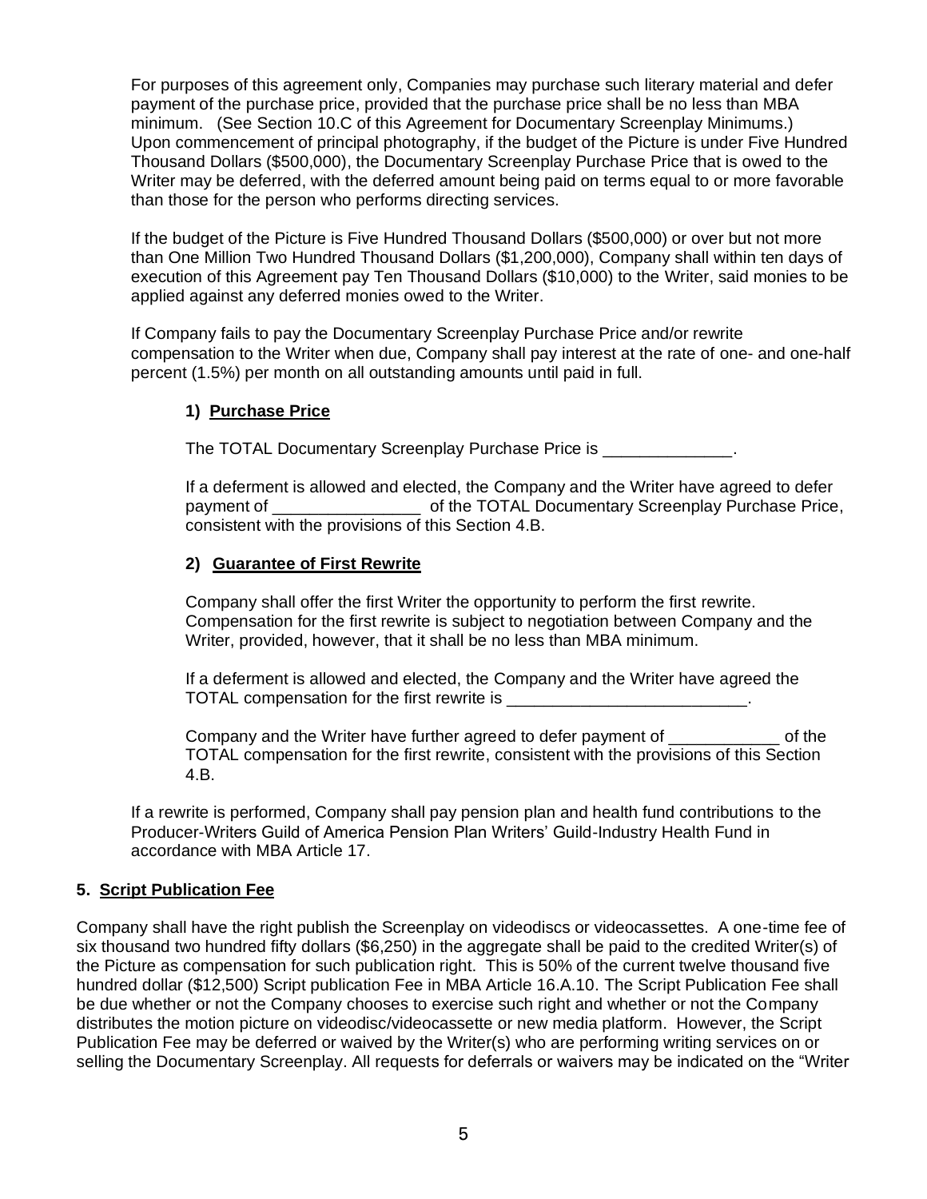For purposes of this agreement only, Companies may purchase such literary material and defer payment of the purchase price, provided that the purchase price shall be no less than MBA minimum. (See Section 10.C of this Agreement for Documentary Screenplay Minimums.) Upon commencement of principal photography, if the budget of the Picture is under Five Hundred Thousand Dollars ($500,000), the Documentary Screenplay Purchase Price that is owed to the Writer may be deferred, with the deferred amount being paid on terms equal to or more favorable than those for the person who performs directing services.

If the budget of the Picture is Five Hundred Thousand Dollars ($500,000) or over but not more than One Million Two Hundred Thousand Dollars ($1,200,000), Company shall within ten days of execution of this Agreement pay Ten Thousand Dollars ($10,000) to the Writer, said monies to be applied against any deferred monies owed to the Writer.

If Company fails to pay the Documentary Screenplay Purchase Price and/or rewrite compensation to the Writer when due, Company shall pay interest at the rate of one- and one-half percent (1.5%) per month on all outstanding amounts until paid in full.

**1) Purchase Price**

The TOTAL Documentary Screenplay Purchase Price is ______________.

If a deferment is allowed and elected, the Company and the Writer have agreed to defer payment of ________________ of the TOTAL Documentary Screenplay Purchase Price, consistent with the provisions of this Section 4.B.

**2) Guarantee of First Rewrite**

Company shall offer the first Writer the opportunity to perform the first rewrite. Compensation for the first rewrite is subject to negotiation between Company and the Writer, provided, however, that it shall be no less than MBA minimum.

If a deferment is allowed and elected, the Company and the Writer have agreed the TOTAL compensation for the first rewrite is __________________________.

Company and the Writer have further agreed to defer payment of ____________ of the TOTAL compensation for the first rewrite, consistent with the provisions of this Section 4.B.

If a rewrite is performed, Company shall pay pension plan and health fund contributions to the Producer-Writers Guild of America Pension Plan Writers' Guild-Industry Health Fund in accordance with MBA Article 17.

**5. Script Publication Fee**

Company shall have the right publish the Screenplay on videodiscs or videocassettes. A one-time fee of six thousand two hundred fifty dollars ($6,250) in the aggregate shall be paid to the credited Writer(s) of the Picture as compensation for such publication right. This is 50% of the current twelve thousand five hundred dollar ($12,500) Script publication Fee in MBA Article 16.A.10. The Script Publication Fee shall be due whether or not the Company chooses to exercise such right and whether or not the Company distributes the motion picture on videodisc/videocassette or new media platform. However, the Script Publication Fee may be deferred or waived by the Writer(s) who are performing writing services on or selling the Documentary Screenplay. All requests for deferrals or waivers may be indicated on the "Writer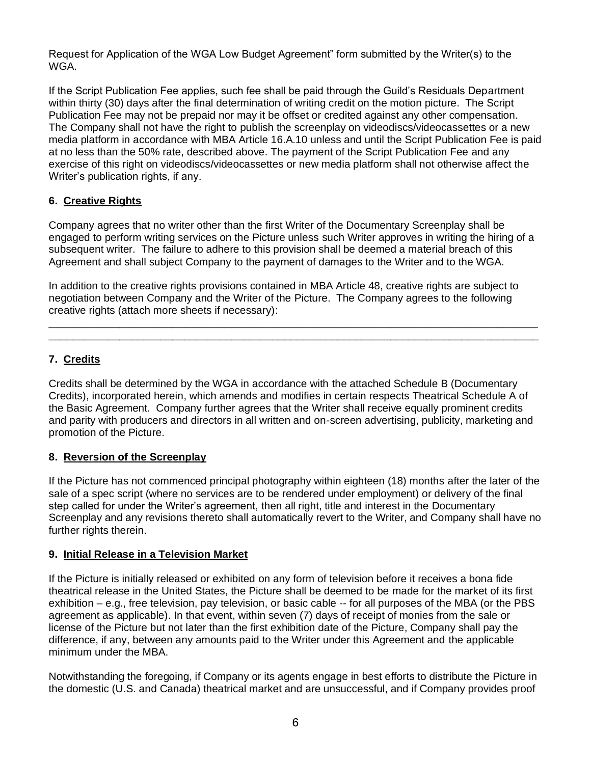Request for Application of the WGA Low Budget Agreement" form submitted by the Writer(s) to the WGA.

If the Script Publication Fee applies, such fee shall be paid through the Guild's Residuals Department within thirty (30) days after the final determination of writing credit on the motion picture. The Script Publication Fee may not be prepaid nor may it be offset or credited against any other compensation. The Company shall not have the right to publish the screenplay on videodiscs/videocassettes or a new media platform in accordance with MBA Article 16.A.10 unless and until the Script Publication Fee is paid at no less than the 50% rate, described above. The payment of the Script Publication Fee and any exercise of this right on videodiscs/videocassettes or new media platform shall not otherwise affect the Writer's publication rights, if any.

## 6. Creative Rights

Company agrees that no writer other than the first Writer of the Documentary Screenplay shall be engaged to perform writing services on the Picture unless such Writer approves in writing the hiring of a subsequent writer. The failure to adhere to this provision shall be deemed a material breach of this Agreement and shall subject Company to the payment of damages to the Writer and to the WGA.

In addition to the creative rights provisions contained in MBA Article 48, creative rights are subject to negotiation between Company and the Writer of the Picture. The Company agrees to the following creative rights (attach more sheets if necessary):

\_\_\_\_\_\_\_\_\_\_\_\_\_\_\_\_\_\_\_\_\_\_\_\_\_\_\_\_\_\_\_\_\_\_\_\_\_\_\_\_\_\_\_\_\_\_\_\_\_\_\_\_\_\_\_\_\_\_\_\_\_\_\_\_\_\_\_\_\_\_\_\_\_\_\_\_\_\_

\_\_\_\_\_\_\_\_\_\_\_\_\_\_\_\_\_\_\_\_\_\_\_\_\_\_\_\_\_\_\_\_\_\_\_\_\_\_\_\_\_\_\_\_\_\_\_\_\_\_\_\_\_\_\_\_\_\_\_\_\_\_\_\_\_\_\_\_\_\_\_\_\_\_\_\_\_\_

## 7. Credits

Credits shall be determined by the WGA in accordance with the attached Schedule B (Documentary Credits), incorporated herein, which amends and modifies in certain respects Theatrical Schedule A of the Basic Agreement. Company further agrees that the Writer shall receive equally prominent credits and parity with producers and directors in all written and on-screen advertising, publicity, marketing and promotion of the Picture.

## 8. Reversion of the Screenplay

If the Picture has not commenced principal photography within eighteen (18) months after the later of the sale of a spec script (where no services are to be rendered under employment) or delivery of the final step called for under the Writer's agreement, then all right, title and interest in the Documentary Screenplay and any revisions thereto shall automatically revert to the Writer, and Company shall have no further rights therein.

## 9. Initial Release in a Television Market

If the Picture is initially released or exhibited on any form of television before it receives a bona fide theatrical release in the United States, the Picture shall be deemed to be made for the market of its first exhibition – e.g., free television, pay television, or basic cable -- for all purposes of the MBA (or the PBS agreement as applicable). In that event, within seven (7) days of receipt of monies from the sale or license of the Picture but not later than the first exhibition date of the Picture, Company shall pay the difference, if any, between any amounts paid to the Writer under this Agreement and the applicable minimum under the MBA.

Notwithstanding the foregoing, if Company or its agents engage in best efforts to distribute the Picture in the domestic (U.S. and Canada) theatrical market and are unsuccessful, and if Company provides proof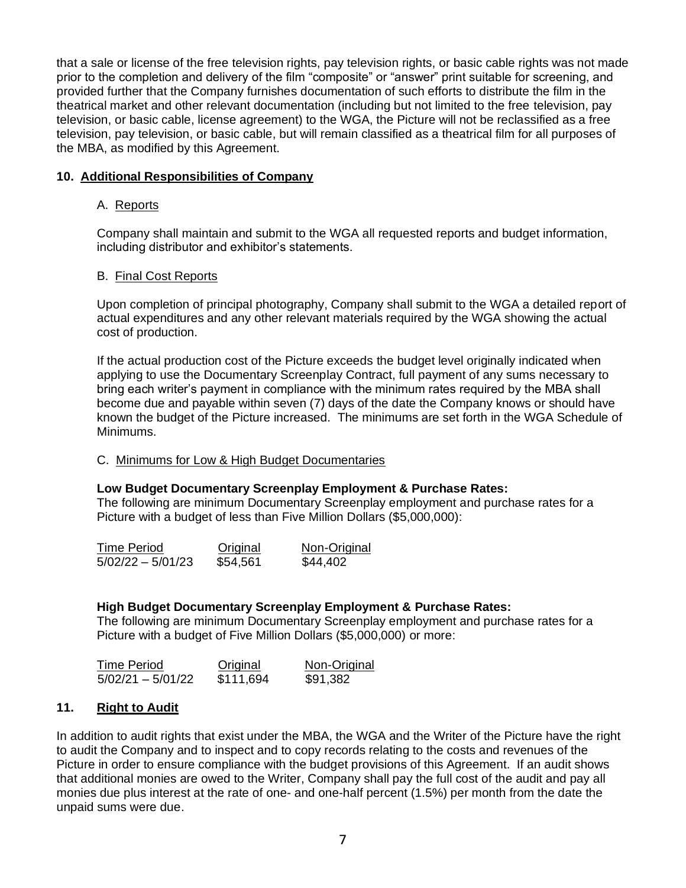that a sale or license of the free television rights, pay television rights, or basic cable rights was not made prior to the completion and delivery of the film "composite" or "answer" print suitable for screening, and provided further that the Company furnishes documentation of such efforts to distribute the film in the theatrical market and other relevant documentation (including but not limited to the free television, pay television, or basic cable, license agreement) to the WGA, the Picture will not be reclassified as a free television, pay television, or basic cable, but will remain classified as a theatrical film for all purposes of the MBA, as modified by this Agreement.

## 10. Additional Responsibilities of Company

### A. Reports

Company shall maintain and submit to the WGA all requested reports and budget information, including distributor and exhibitor's statements.

### B. Final Cost Reports

Upon completion of principal photography, Company shall submit to the WGA a detailed report of actual expenditures and any other relevant materials required by the WGA showing the actual cost of production.

If the actual production cost of the Picture exceeds the budget level originally indicated when applying to use the Documentary Screenplay Contract, full payment of any sums necessary to bring each writer's payment in compliance with the minimum rates required by the MBA shall become due and payable within seven (7) days of the date the Company knows or should have known the budget of the Picture increased. The minimums are set forth in the WGA Schedule of Minimums.

### C. Minimums for Low & High Budget Documentaries

**Low Budget Documentary Screenplay Employment & Purchase Rates:**
The following are minimum Documentary Screenplay employment and purchase rates for a Picture with a budget of less than Five Million Dollars ($5,000,000):

| Time Period | Original | Non-Original |
|---|---|---|
| 5/02/22 – 5/01/23 | $54,561 | $44,402 |

**High Budget Documentary Screenplay Employment & Purchase Rates:**
The following are minimum Documentary Screenplay employment and purchase rates for a Picture with a budget of Five Million Dollars ($5,000,000) or more:

| Time Period | Original | Non-Original |
|---|---|---|
| 5/02/21 – 5/01/22 | $111,694 | $91,382 |

## 11. Right to Audit

In addition to audit rights that exist under the MBA, the WGA and the Writer of the Picture have the right to audit the Company and to inspect and to copy records relating to the costs and revenues of the Picture in order to ensure compliance with the budget provisions of this Agreement. If an audit shows that additional monies are owed to the Writer, Company shall pay the full cost of the audit and pay all monies due plus interest at the rate of one- and one-half percent (1.5%) per month from the date the unpaid sums were due.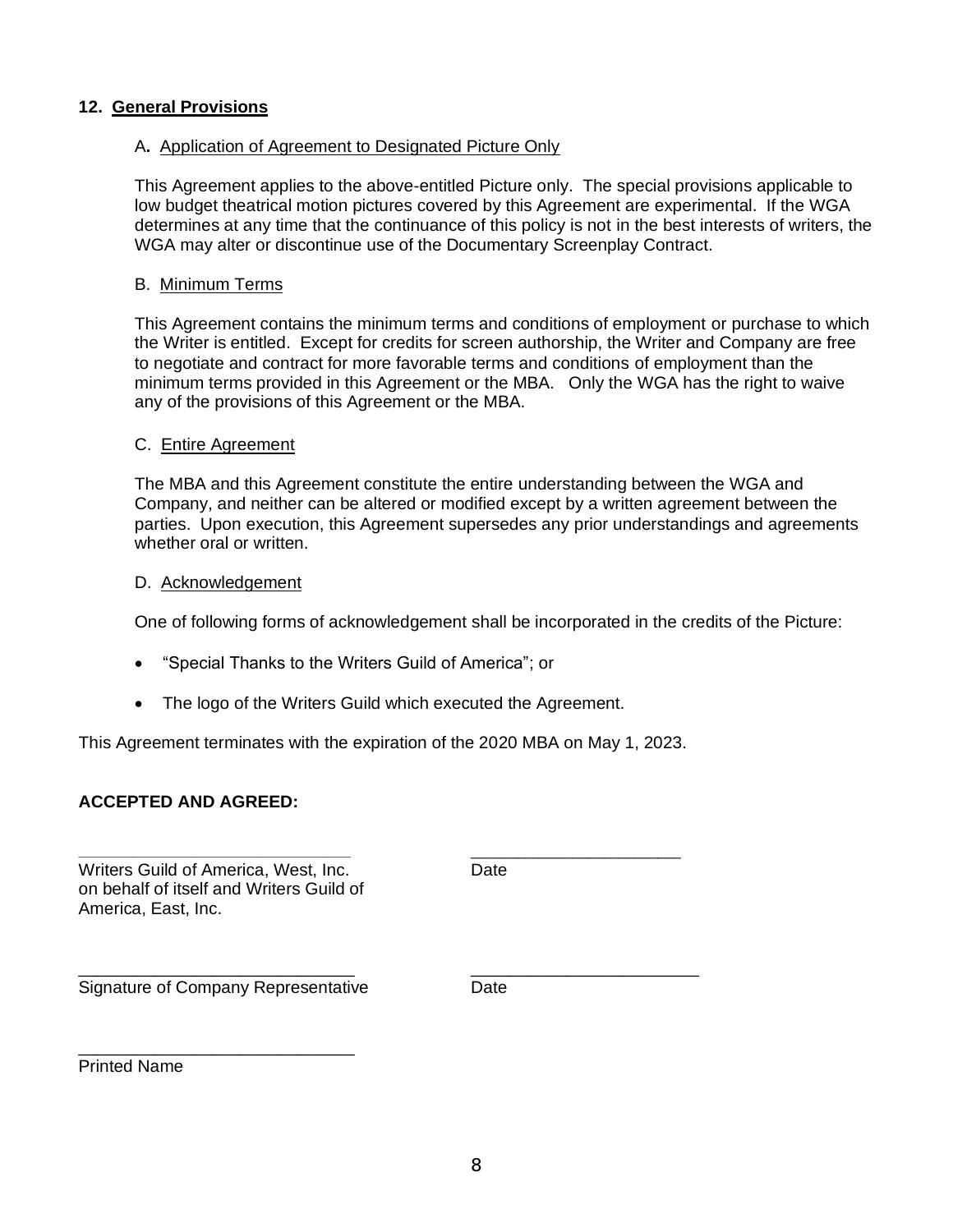## 12. General Provisions

### A. Application of Agreement to Designated Picture Only

This Agreement applies to the above-entitled Picture only. The special provisions applicable to low budget theatrical motion pictures covered by this Agreement are experimental. If the WGA determines at any time that the continuance of this policy is not in the best interests of writers, the WGA may alter or discontinue use of the Documentary Screenplay Contract.

### B. Minimum Terms

This Agreement contains the minimum terms and conditions of employment or purchase to which the Writer is entitled. Except for credits for screen authorship, the Writer and Company are free to negotiate and contract for more favorable terms and conditions of employment than the minimum terms provided in this Agreement or the MBA. Only the WGA has the right to waive any of the provisions of this Agreement or the MBA.

### C. Entire Agreement

The MBA and this Agreement constitute the entire understanding between the WGA and Company, and neither can be altered or modified except by a written agreement between the parties. Upon execution, this Agreement supersedes any prior understandings and agreements whether oral or written.

### D. Acknowledgement

One of following forms of acknowledgement shall be incorporated in the credits of the Picture:

- "Special Thanks to the Writers Guild of America"; or
- The logo of the Writers Guild which executed the Agreement.

This Agreement terminates with the expiration of the 2020 MBA on May 1, 2023.

**ACCEPTED AND AGREED:**

_____________________________ &nbsp;&nbsp;&nbsp;&nbsp; _____________________________
Writers Guild of America, West, Inc. on behalf of itself and Writers Guild of America, East, Inc. &nbsp;&nbsp;&nbsp;&nbsp; Date

_____________________________ &nbsp;&nbsp;&nbsp;&nbsp; _____________________________
Signature of Company Representative &nbsp;&nbsp;&nbsp;&nbsp; Date

_____________________________
Printed Name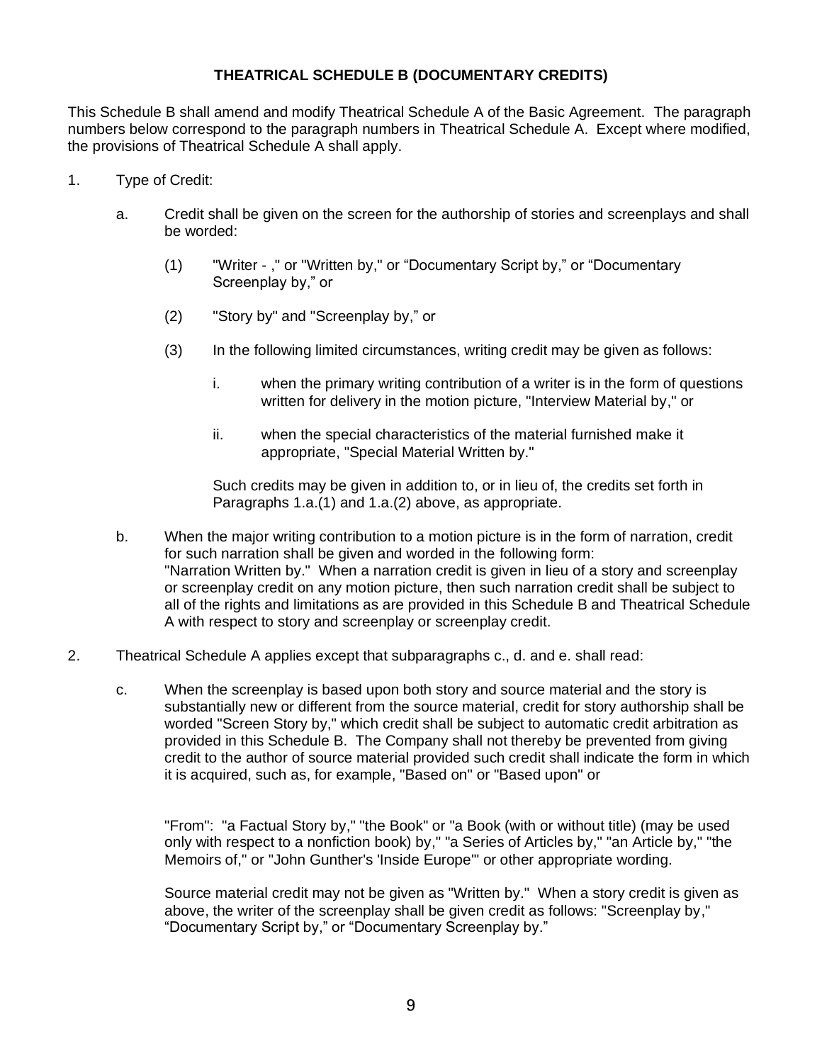**THEATRICAL SCHEDULE B (DOCUMENTARY CREDITS)**

This Schedule B shall amend and modify Theatrical Schedule A of the Basic Agreement. The paragraph numbers below correspond to the paragraph numbers in Theatrical Schedule A. Except where modified, the provisions of Theatrical Schedule A shall apply.

1. Type of Credit:

   a. Credit shall be given on the screen for the authorship of stories and screenplays and shall be worded:

      (1) "Writer - ," or "Written by," or "Documentary Script by," or "Documentary Screenplay by," or

      (2) "Story by" and "Screenplay by," or

      (3) In the following limited circumstances, writing credit may be given as follows:

         i. when the primary writing contribution of a writer is in the form of questions written for delivery in the motion picture, "Interview Material by," or

         ii. when the special characteristics of the material furnished make it appropriate, "Special Material Written by."

      Such credits may be given in addition to, or in lieu of, the credits set forth in Paragraphs 1.a.(1) and 1.a.(2) above, as appropriate.

   b. When the major writing contribution to a motion picture is in the form of narration, credit for such narration shall be given and worded in the following form: "Narration Written by." When a narration credit is given in lieu of a story and screenplay or screenplay credit on any motion picture, then such narration credit shall be subject to all of the rights and limitations as are provided in this Schedule B and Theatrical Schedule A with respect to story and screenplay or screenplay credit.

2. Theatrical Schedule A applies except that subparagraphs c., d. and e. shall read:

   c. When the screenplay is based upon both story and source material and the story is substantially new or different from the source material, credit for story authorship shall be worded "Screen Story by," which credit shall be subject to automatic credit arbitration as provided in this Schedule B. The Company shall not thereby be prevented from giving credit to the author of source material provided such credit shall indicate the form in which it is acquired, such as, for example, "Based on" or "Based upon" or

   "From": "a Factual Story by," "the Book" or "a Book (with or without title) (may be used only with respect to a nonfiction book) by," "a Series of Articles by," "an Article by," "the Memoirs of," or "John Gunther's 'Inside Europe'" or other appropriate wording.

   Source material credit may not be given as "Written by." When a story credit is given as above, the writer of the screenplay shall be given credit as follows: "Screenplay by," "Documentary Script by," or "Documentary Screenplay by."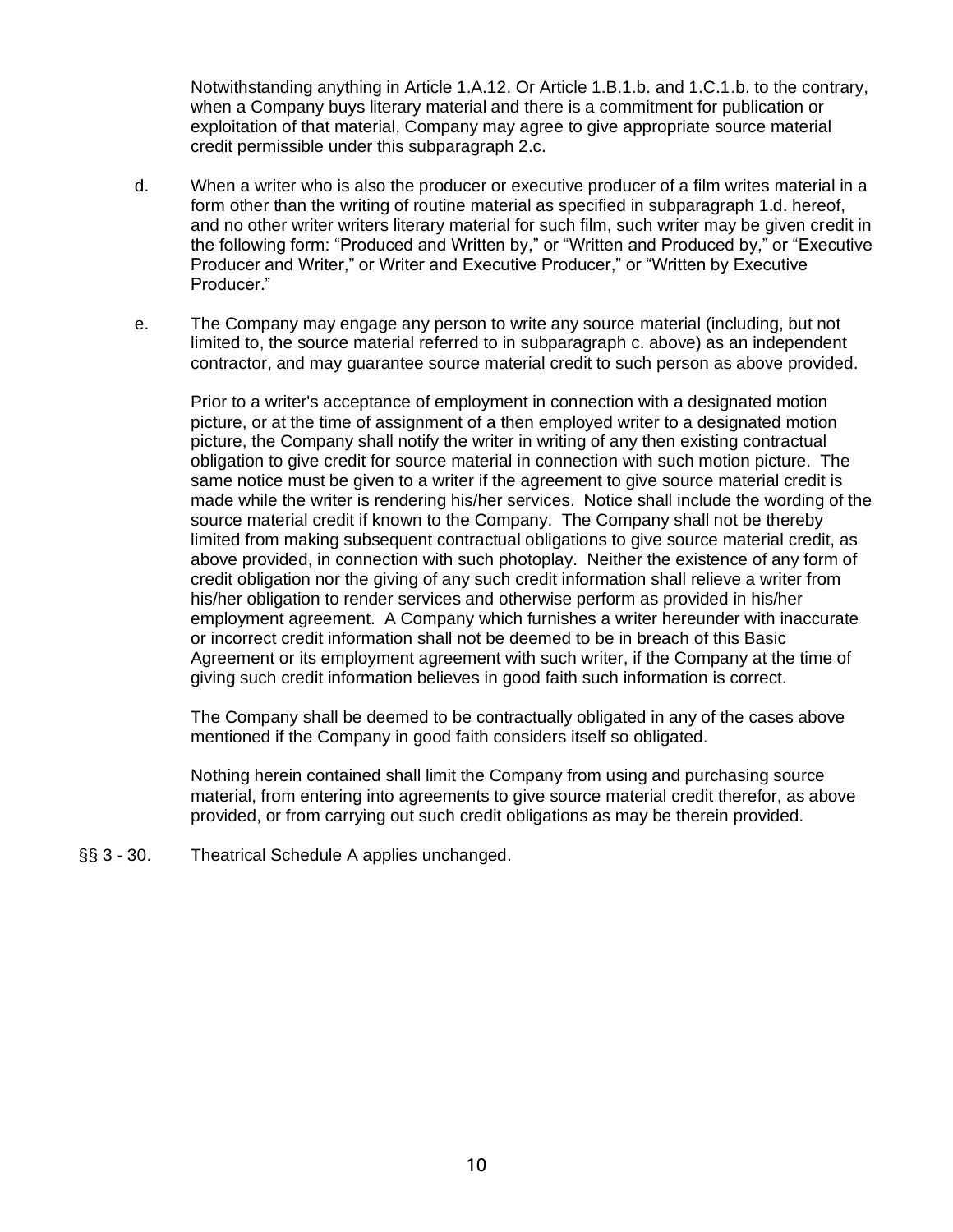Notwithstanding anything in Article 1.A.12. Or Article 1.B.1.b. and 1.C.1.b. to the contrary, when a Company buys literary material and there is a commitment for publication or exploitation of that material, Company may agree to give appropriate source material credit permissible under this subparagraph 2.c.

d. When a writer who is also the producer or executive producer of a film writes material in a form other than the writing of routine material as specified in subparagraph 1.d. hereof, and no other writer writers literary material for such film, such writer may be given credit in the following form: "Produced and Written by," or "Written and Produced by," or "Executive Producer and Writer," or Writer and Executive Producer," or "Written by Executive Producer."

e. The Company may engage any person to write any source material (including, but not limited to, the source material referred to in subparagraph c. above) as an independent contractor, and may guarantee source material credit to such person as above provided.

Prior to a writer's acceptance of employment in connection with a designated motion picture, or at the time of assignment of a then employed writer to a designated motion picture, the Company shall notify the writer in writing of any then existing contractual obligation to give credit for source material in connection with such motion picture. The same notice must be given to a writer if the agreement to give source material credit is made while the writer is rendering his/her services. Notice shall include the wording of the source material credit if known to the Company. The Company shall not be thereby limited from making subsequent contractual obligations to give source material credit, as above provided, in connection with such photoplay. Neither the existence of any form of credit obligation nor the giving of any such credit information shall relieve a writer from his/her obligation to render services and otherwise perform as provided in his/her employment agreement. A Company which furnishes a writer hereunder with inaccurate or incorrect credit information shall not be deemed to be in breach of this Basic Agreement or its employment agreement with such writer, if the Company at the time of giving such credit information believes in good faith such information is correct.

The Company shall be deemed to be contractually obligated in any of the cases above mentioned if the Company in good faith considers itself so obligated.

Nothing herein contained shall limit the Company from using and purchasing source material, from entering into agreements to give source material credit therefor, as above provided, or from carrying out such credit obligations as may be therein provided.

§§ 3 - 30. Theatrical Schedule A applies unchanged.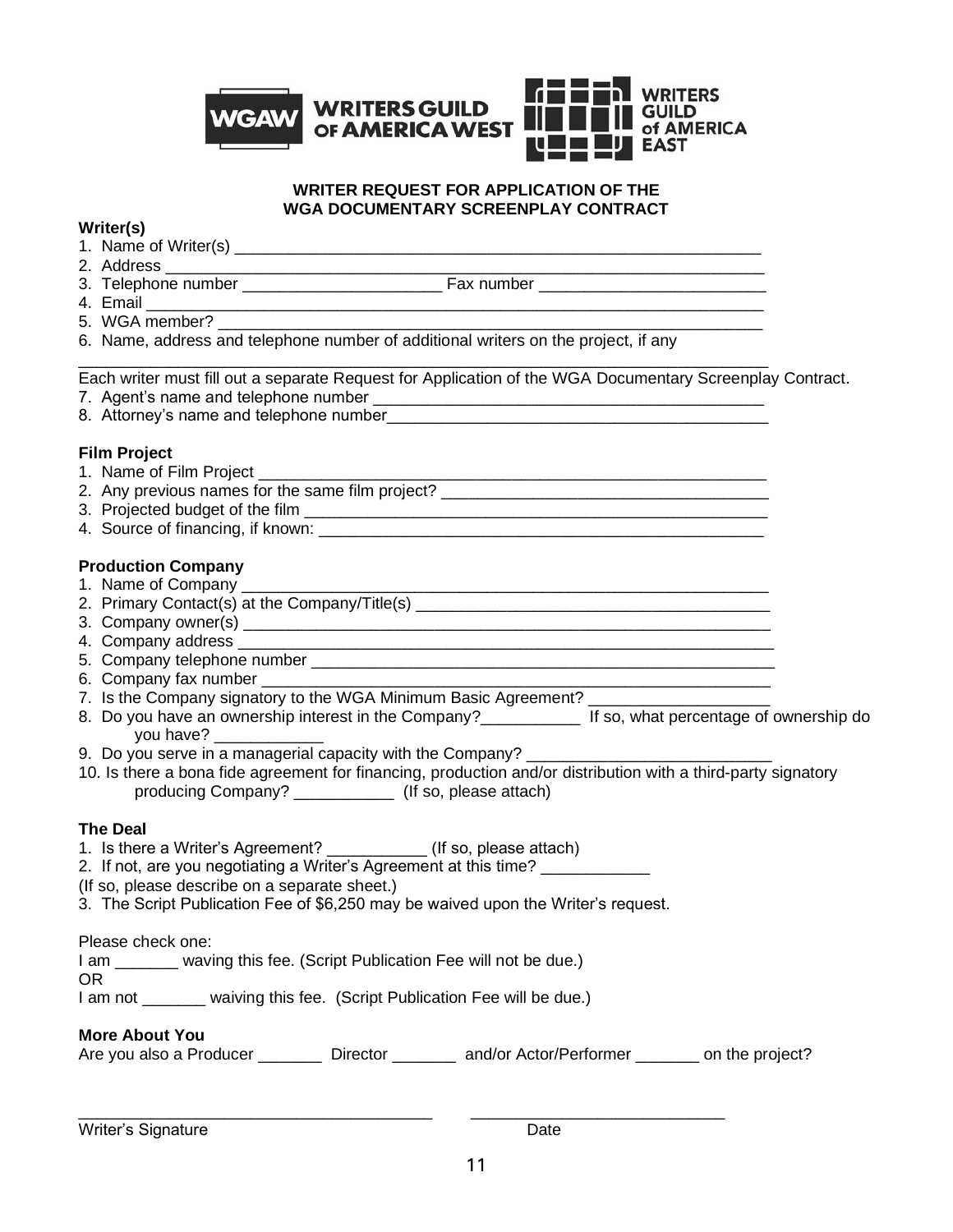WRITERS GUILD OF AMERICA WEST — WRITERS GUILD of AMERICA EAST

## WRITER REQUEST FOR APPLICATION OF THE WGA DOCUMENTARY SCREENPLAY CONTRACT

**Writer(s)**

1. Name of Writer(s) ____________________________________________________________
2. Address ____________________________________________________________________
3. Telephone number _____________________ Fax number _________________________
4. Email ______________________________________________________________________
5. WGA member? ________________________________________________________________
6. Name, address and telephone number of additional writers on the project, if any

________________________________________________________________________________

Each writer must fill out a separate Request for Application of the WGA Documentary Screenplay Contract.

7. Agent's name and telephone number ____________________________________________
8. Attorney's name and telephone number__________________________________________

**Film Project**

1. Name of Film Project ________________________________________________________
2. Any previous names for the same film project? __________________________________
3. Projected budget of the film __________________________________________________
4. Source of financing, if known: ________________________________________________

**Production Company**

1. Name of Company ____________________________________________________________
2. Primary Contact(s) at the Company/Title(s) ______________________________________
3. Company owner(s) ___________________________________________________________
4. Company address ____________________________________________________________
5. Company telephone number __________________________________________________
6. Company fax number _________________________________________________________
7. Is the Company signatory to the WGA Minimum Basic Agreement? ___________________
8. Do you have an ownership interest in the Company?___________ If so, what percentage of ownership do you have? ____________
9. Do you serve in a managerial capacity with the Company? ___________________________
10. Is there a bona fide agreement for financing, production and/or distribution with a third-party signatory producing Company? ___________ (If so, please attach)

**The Deal**

1. Is there a Writer's Agreement? ___________ (If so, please attach)
2. If not, are you negotiating a Writer's Agreement at this time? ____________

(If so, please describe on a separate sheet.)

3. The Script Publication Fee of $6,250 may be waived upon the Writer's request.

Please check one:

I am _______ waving this fee. (Script Publication Fee will not be due.)

OR

I am not _______ waiving this fee. (Script Publication Fee will be due.)

**More About You**

Are you also a Producer _______ Director _______ and/or Actor/Performer _______ on the project?

________________________________________ ____________________________

Writer's Signature Date